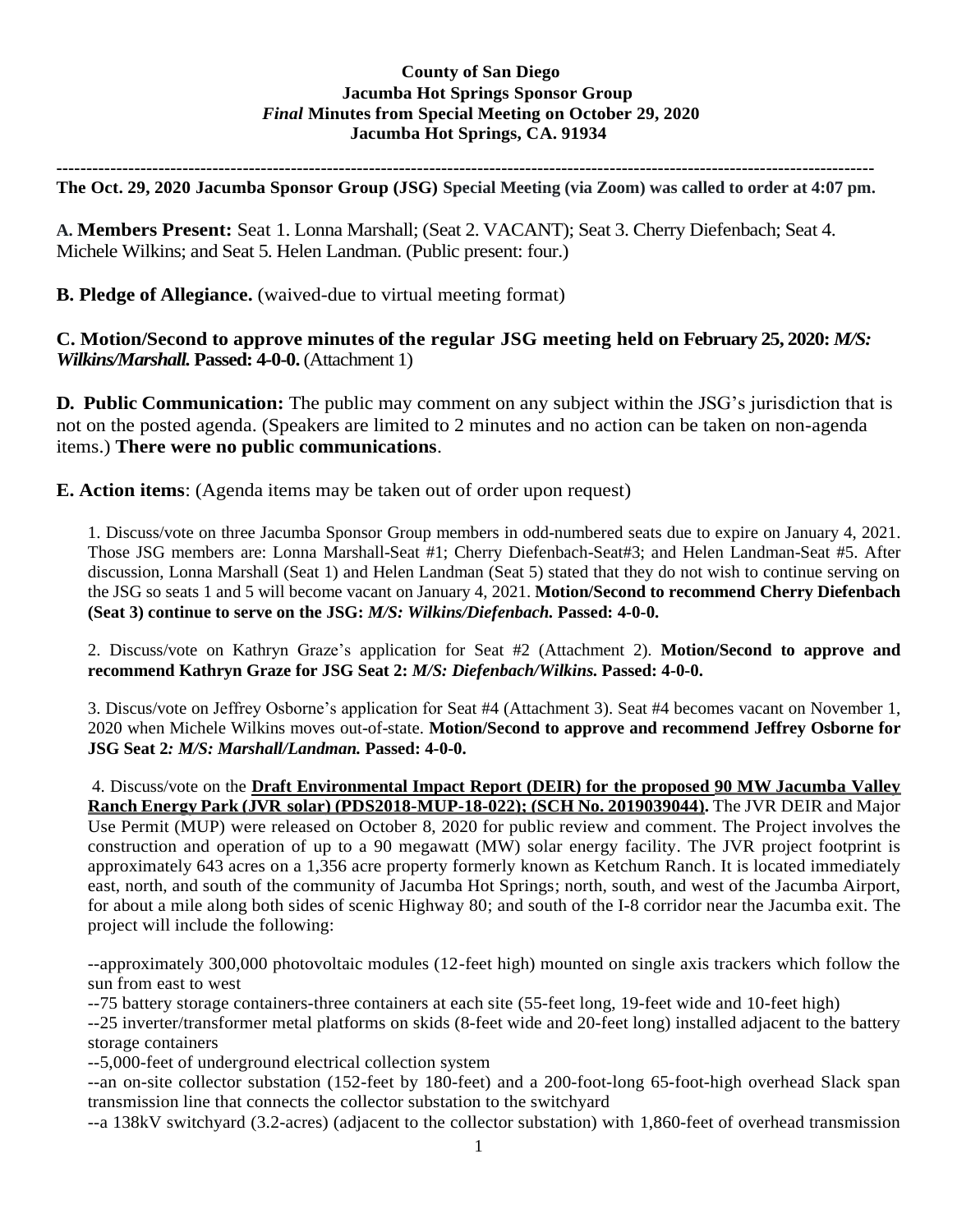**County of San Diego**
**Jacumba Hot Springs Sponsor Group**
***Final* Minutes from Special Meeting on October 29, 2020**
**Jacumba Hot Springs, CA. 91934**

---

**The Oct. 29, 2020 Jacumba Sponsor Group (JSG) Special Meeting (via Zoom) was called to order at 4:07 pm.**

**A. Members Present:** Seat 1. Lonna Marshall; (Seat 2. VACANT); Seat 3. Cherry Diefenbach; Seat 4. Michele Wilkins; and Seat 5. Helen Landman. (Public present: four.)

**B. Pledge of Allegiance.** (waived-due to virtual meeting format)

**C. Motion/Second to approve minutes of the regular JSG meeting held on February 25, 2020:** ***M/S: Wilkins/Marshall.*** **Passed: 4-0-0.** (Attachment 1)

**D. Public Communication:** The public may comment on any subject within the JSG's jurisdiction that is not on the posted agenda. (Speakers are limited to 2 minutes and no action can be taken on non-agenda items.) **There were no public communications**.

**E. Action items**: (Agenda items may be taken out of order upon request)

1. Discuss/vote on three Jacumba Sponsor Group members in odd-numbered seats due to expire on January 4, 2021. Those JSG members are: Lonna Marshall-Seat #1; Cherry Diefenbach-Seat#3; and Helen Landman-Seat #5. After discussion, Lonna Marshall (Seat 1) and Helen Landman (Seat 5) stated that they do not wish to continue serving on the JSG so seats 1 and 5 will become vacant on January 4, 2021. **Motion/Second to recommend Cherry Diefenbach (Seat 3) continue to serve on the JSG:** ***M/S: Wilkins/Diefenbach.*** **Passed: 4-0-0.**

2. Discuss/vote on Kathryn Graze's application for Seat #2 (Attachment 2). **Motion/Second to approve and recommend Kathryn Graze for JSG Seat 2:** ***M/S: Diefenbach/Wilkins.*** **Passed: 4-0-0.**

3. Discus/vote on Jeffrey Osborne's application for Seat #4 (Attachment 3). Seat #4 becomes vacant on November 1, 2020 when Michele Wilkins moves out-of-state. **Motion/Second to approve and recommend Jeffrey Osborne for JSG Seat 2*: M/S: Marshall/Landman.*** **Passed: 4-0-0.**

4. Discuss/vote on the **Draft Environmental Impact Report (DEIR) for the proposed 90 MW Jacumba Valley Ranch Energy Park (JVR solar) (PDS2018-MUP-18-022); (SCH No. 2019039044).** The JVR DEIR and Major Use Permit (MUP) were released on October 8, 2020 for public review and comment. The Project involves the construction and operation of up to a 90 megawatt (MW) solar energy facility. The JVR project footprint is approximately 643 acres on a 1,356 acre property formerly known as Ketchum Ranch. It is located immediately east, north, and south of the community of Jacumba Hot Springs; north, south, and west of the Jacumba Airport, for about a mile along both sides of scenic Highway 80; and south of the I-8 corridor near the Jacumba exit. The project will include the following:

--approximately 300,000 photovoltaic modules (12-feet high) mounted on single axis trackers which follow the sun from east to west

--75 battery storage containers-three containers at each site (55-feet long, 19-feet wide and 10-feet high)

--25 inverter/transformer metal platforms on skids (8-feet wide and 20-feet long) installed adjacent to the battery storage containers

--5,000-feet of underground electrical collection system

--an on-site collector substation (152-feet by 180-feet) and a 200-foot-long 65-foot-high overhead Slack span transmission line that connects the collector substation to the switchyard

--a 138kV switchyard (3.2-acres) (adjacent to the collector substation) with 1,860-feet of overhead transmission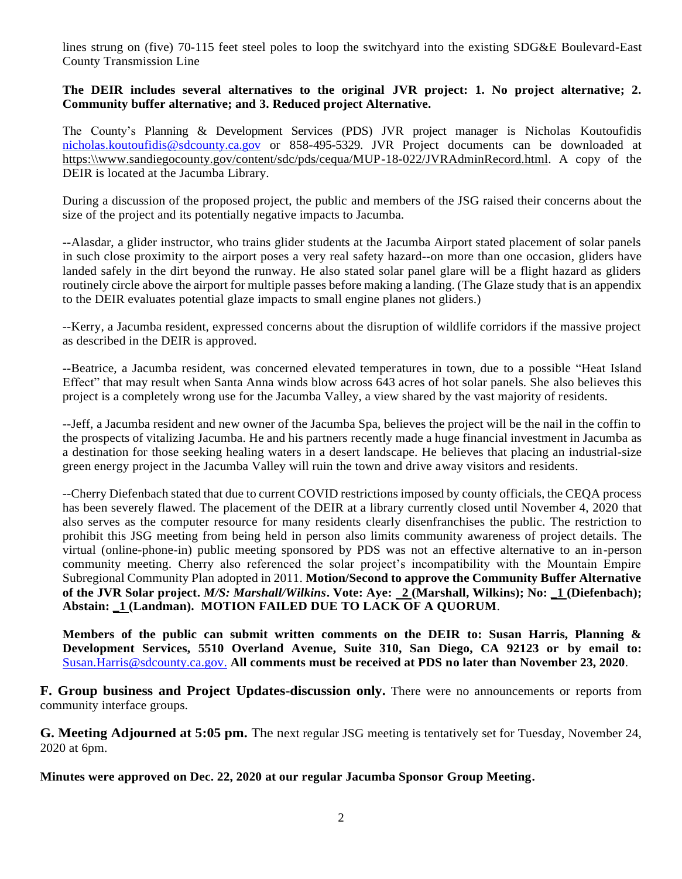lines strung on (five) 70-115 feet steel poles to loop the switchyard into the existing SDG&E Boulevard-East County Transmission Line

**The DEIR includes several alternatives to the original JVR project: 1. No project alternative; 2. Community buffer alternative; and 3. Reduced project Alternative.**

The County's Planning & Development Services (PDS) JVR project manager is Nicholas Koutoufidis nicholas.koutoufidis@sdcounty.ca.gov or 858-495-5329. JVR Project documents can be downloaded at https:\\www.sandiegocounty.gov/content/sdc/pds/cequa/MUP-18-022/JVRAdminRecord.html. A copy of the DEIR is located at the Jacumba Library.

During a discussion of the proposed project, the public and members of the JSG raised their concerns about the size of the project and its potentially negative impacts to Jacumba.

--Alasdar, a glider instructor, who trains glider students at the Jacumba Airport stated placement of solar panels in such close proximity to the airport poses a very real safety hazard--on more than one occasion, gliders have landed safely in the dirt beyond the runway. He also stated solar panel glare will be a flight hazard as gliders routinely circle above the airport for multiple passes before making a landing. (The Glaze study that is an appendix to the DEIR evaluates potential glaze impacts to small engine planes not gliders.)

--Kerry, a Jacumba resident, expressed concerns about the disruption of wildlife corridors if the massive project as described in the DEIR is approved.

--Beatrice, a Jacumba resident, was concerned elevated temperatures in town, due to a possible "Heat Island Effect" that may result when Santa Anna winds blow across 643 acres of hot solar panels. She also believes this project is a completely wrong use for the Jacumba Valley, a view shared by the vast majority of residents.

--Jeff, a Jacumba resident and new owner of the Jacumba Spa, believes the project will be the nail in the coffin to the prospects of vitalizing Jacumba. He and his partners recently made a huge financial investment in Jacumba as a destination for those seeking healing waters in a desert landscape. He believes that placing an industrial-size green energy project in the Jacumba Valley will ruin the town and drive away visitors and residents.

--Cherry Diefenbach stated that due to current COVID restrictions imposed by county officials, the CEQA process has been severely flawed. The placement of the DEIR at a library currently closed until November 4, 2020 that also serves as the computer resource for many residents clearly disenfranchises the public. The restriction to prohibit this JSG meeting from being held in person also limits community awareness of project details. The virtual (online-phone-in) public meeting sponsored by PDS was not an effective alternative to an in-person community meeting. Cherry also referenced the solar project's incompatibility with the Mountain Empire Subregional Community Plan adopted in 2011. **Motion/Second to approve the Community Buffer Alternative of the JVR Solar project. *M/S: Marshall/Wilkins*. Vote: Aye: 2 (Marshall, Wilkins); No: 1 (Diefenbach); Abstain: 1 (Landman). MOTION FAILED DUE TO LACK OF A QUORUM**.

**Members of the public can submit written comments on the DEIR to: Susan Harris, Planning & Development Services, 5510 Overland Avenue, Suite 310, San Diego, CA 92123 or by email to:** Susan.Harris@sdcounty.ca.gov. **All comments must be received at PDS no later than November 23, 2020**.

**F. Group business and Project Updates-discussion only.** There were no announcements or reports from community interface groups.

**G. Meeting Adjourned at 5:05 pm.** The next regular JSG meeting is tentatively set for Tuesday, November 24, 2020 at 6pm.

**Minutes were approved on Dec. 22, 2020 at our regular Jacumba Sponsor Group Meeting.**